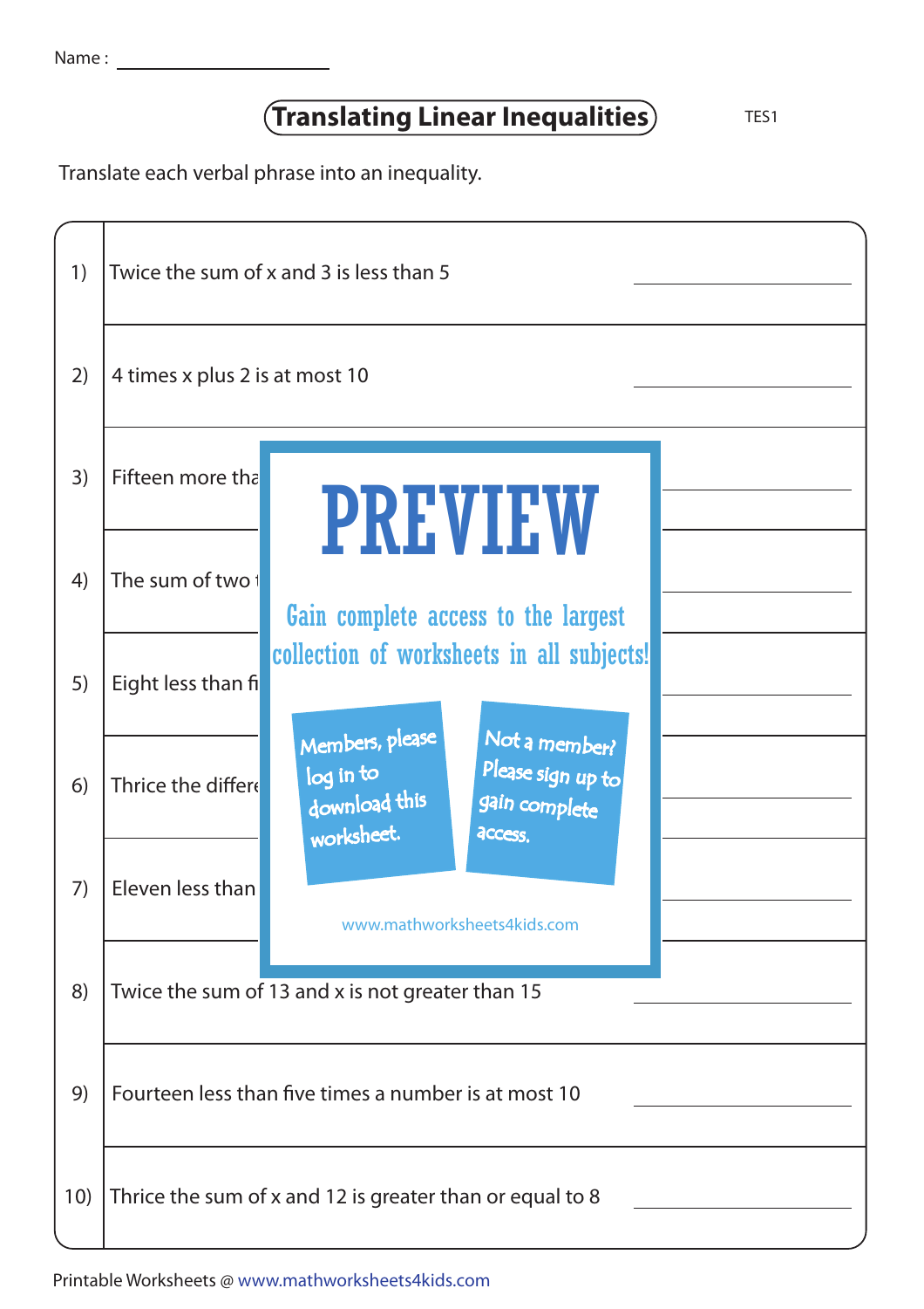Name : ____________________

# Translating Linear Inequalities

TES1

Translate each verbal phrase into an inequality.

1) Twice the sum of x and 3 is less than 5 ____________________

2) 4 times x plus 2 is at most 10 ____________________

3) Fifteen more tha ____________________

4) The sum of two ____________________

5) Eight less than fi ____________________

6) Thrice the differe ____________________

7) Eleven less than ____________________

PREVIEW

Gain complete access to the largest collection of worksheets in all subjects!

Members, please log in to download this worksheet.

Not a member? Please sign up to gain complete access.

www.mathworksheets4kids.com

8) Twice the sum of 13 and x is not greater than 15 ____________________

9) Fourteen less than five times a number is at most 10 ____________________

10) Thrice the sum of x and 12 is greater than or equal to 8 ____________________

Printable Worksheets @ www.mathworksheets4kids.com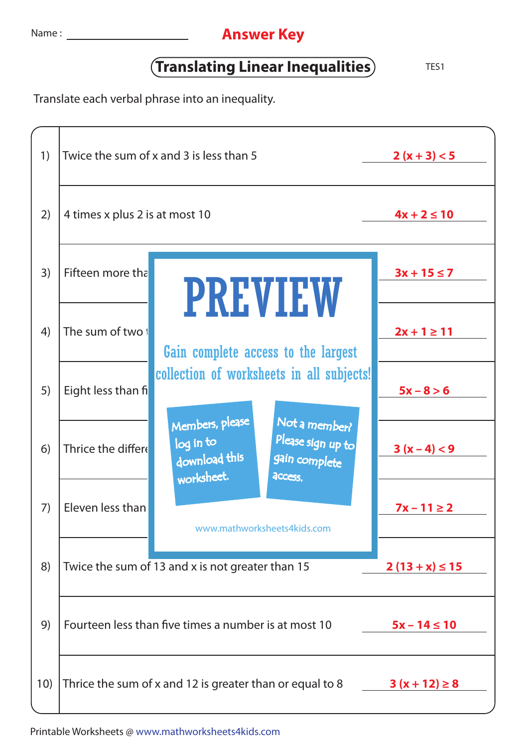Name : ____________________ **Answer Key**

# Translating Linear Inequalities

TES1

Translate each verbal phrase into an inequality.

| | | |
|---|---|---|
| 1) | Twice the sum of x and 3 is less than 5 | $2(x + 3) < 5$ |
| 2) | 4 times x plus 2 is at most 10 | $4x + 2 \le 10$ |
| 3) | Fifteen more tha | $3x + 15 \le 7$ |
| 4) | The sum of two t | $2x + 1 \ge 11$ |
| 5) | Eight less than fi | $5x - 8 > 6$ |
| 6) | Thrice the differe | $3(x - 4) < 9$ |
| 7) | Eleven less than | $7x - 11 \ge 2$ |
| 8) | Twice the sum of 13 and x is not greater than 15 | $2(13 + x) \le 15$ |
| 9) | Fourteen less than five times a number is at most 10 | $5x - 14 \le 10$ |
| 10) | Thrice the sum of x and 12 is greater than or equal to 8 | $3(x + 12) \ge 8$ |

PREVIEW

Gain complete access to the largest collection of worksheets in all subjects!

Members, please log in to download this worksheet.

Not a member? Please sign up to gain complete access.

www.mathworksheets4kids.com

Printable Worksheets @ www.mathworksheets4kids.com